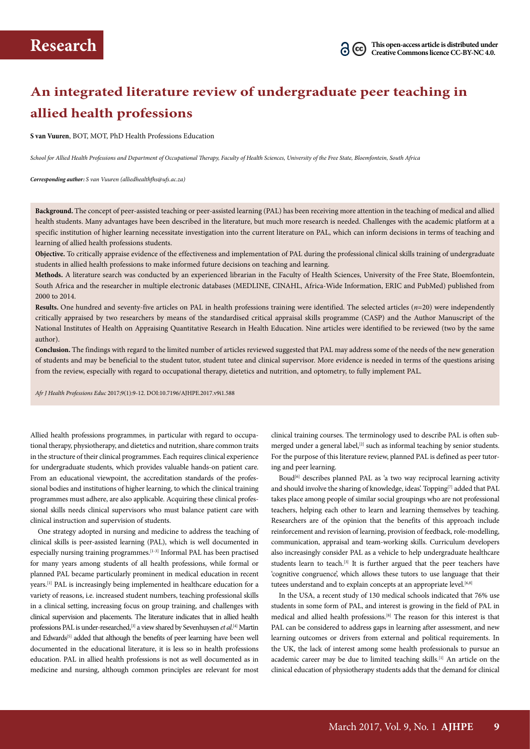Research

This open-access article is distributed under Creative Commons licence CC-BY-NC 4.0.

# An integrated literature review of undergraduate peer teaching in allied health professions

**S van Vuuren**, BOT, MOT, PhD Health Professions Education

*School for Allied Health Professions and Department of Occupational Therapy, Faculty of Health Sciences, University of the Free State, Bloemfontein, South Africa*

***Corresponding author:** S van Vuuren (alliedhealthfhs@ufs.ac.za)*

**Background.** The concept of peer-assisted teaching or peer-assisted learning (PAL) has been receiving more attention in the teaching of medical and allied health students. Many advantages have been described in the literature, but much more research is needed. Challenges with the academic platform at a specific institution of higher learning necessitate investigation into the current literature on PAL, which can inform decisions in terms of teaching and learning of allied health professions students.

**Objective.** To critically appraise evidence of the effectiveness and implementation of PAL during the professional clinical skills training of undergraduate students in allied health professions to make informed future decisions on teaching and learning.

**Methods.** A literature search was conducted by an experienced librarian in the Faculty of Health Sciences, University of the Free State, Bloemfontein, South Africa and the researcher in multiple electronic databases (MEDLINE, CINAHL, Africa-Wide Information, ERIC and PubMed) published from 2000 to 2014.

**Results.** One hundred and seventy-five articles on PAL in health professions training were identified. The selected articles ($n$=20) were independently critically appraised by two researchers by means of the standardised critical appraisal skills programme (CASP) and the Author Manuscript of the National Institutes of Health on Appraising Quantitative Research in Health Education. Nine articles were identified to be reviewed (two by the same author).

**Conclusion.** The findings with regard to the limited number of articles reviewed suggested that PAL may address some of the needs of the new generation of students and may be beneficial to the student tutor, student tutee and clinical supervisor. More evidence is needed in terms of the questions arising from the review, especially with regard to occupational therapy, dietetics and nutrition, and optometry, to fully implement PAL.

*Afr J Health Professions Educ* 2017;9(1):9-12. DOI:10.7196/AJHPE.2017.v9i1.588

Allied health professions programmes, in particular with regard to occupational therapy, physiotherapy, and dietetics and nutrition, share common traits in the structure of their clinical programmes. Each requires clinical experience for undergraduate students, which provides valuable hands-on patient care. From an educational viewpoint, the accreditation standards of the professional bodies and institutions of higher learning, to which the clinical training programmes must adhere, are also applicable. Acquiring these clinical professional skills needs clinical supervisors who must balance patient care with clinical instruction and supervision of students.

One strategy adopted in nursing and medicine to address the teaching of clinical skills is peer-assisted learning (PAL), which is well documented in especially nursing training programmes.[1-3] Informal PAL has been practised for many years among students of all health professions, while formal or planned PAL became particularly prominent in medical education in recent years.[1] PAL is increasingly being implemented in healthcare education for a variety of reasons, i.e. increased student numbers, teaching professional skills in a clinical setting, increasing focus on group training, and challenges with clinical supervision and placements. The literature indicates that in allied health professions PAL is under-researched,[3] a view shared by Sevenhuysen *et al*.[4] Martin and Edwards[5] added that although the benefits of peer learning have been well documented in the educational literature, it is less so in health professions education. PAL in allied health professions is not as well documented as in medicine and nursing, although common principles are relevant for most clinical training courses. The terminology used to describe PAL is often submerged under a general label,[2] such as informal teaching by senior students. For the purpose of this literature review, planned PAL is defined as peer tutoring and peer learning.

Boud[6] describes planned PAL as 'a two way reciprocal learning activity and should involve the sharing of knowledge, ideas'. Topping[7] added that PAL takes place among people of similar social groupings who are not professional teachers, helping each other to learn and learning themselves by teaching. Researchers are of the opinion that the benefits of this approach include reinforcement and revision of learning, provision of feedback, role-modelling, communication, appraisal and team-working skills. Curriculum developers also increasingly consider PAL as a vehicle to help undergraduate healthcare students learn to teach.[3] It is further argued that the peer teachers have 'cognitive congruence', which allows these tutors to use language that their tutees understand and to explain concepts at an appropriate level.[6,8]

In the USA, a recent study of 130 medical schools indicated that 76% use students in some form of PAL, and interest is growing in the field of PAL in medical and allied health professions.[8] The reason for this interest is that PAL can be considered to address gaps in learning after assessment, and new learning outcomes or drivers from external and political requirements. In the UK, the lack of interest among some health professionals to pursue an academic career may be due to limited teaching skills.[1] An article on the clinical education of physiotherapy students adds that the demand for clinical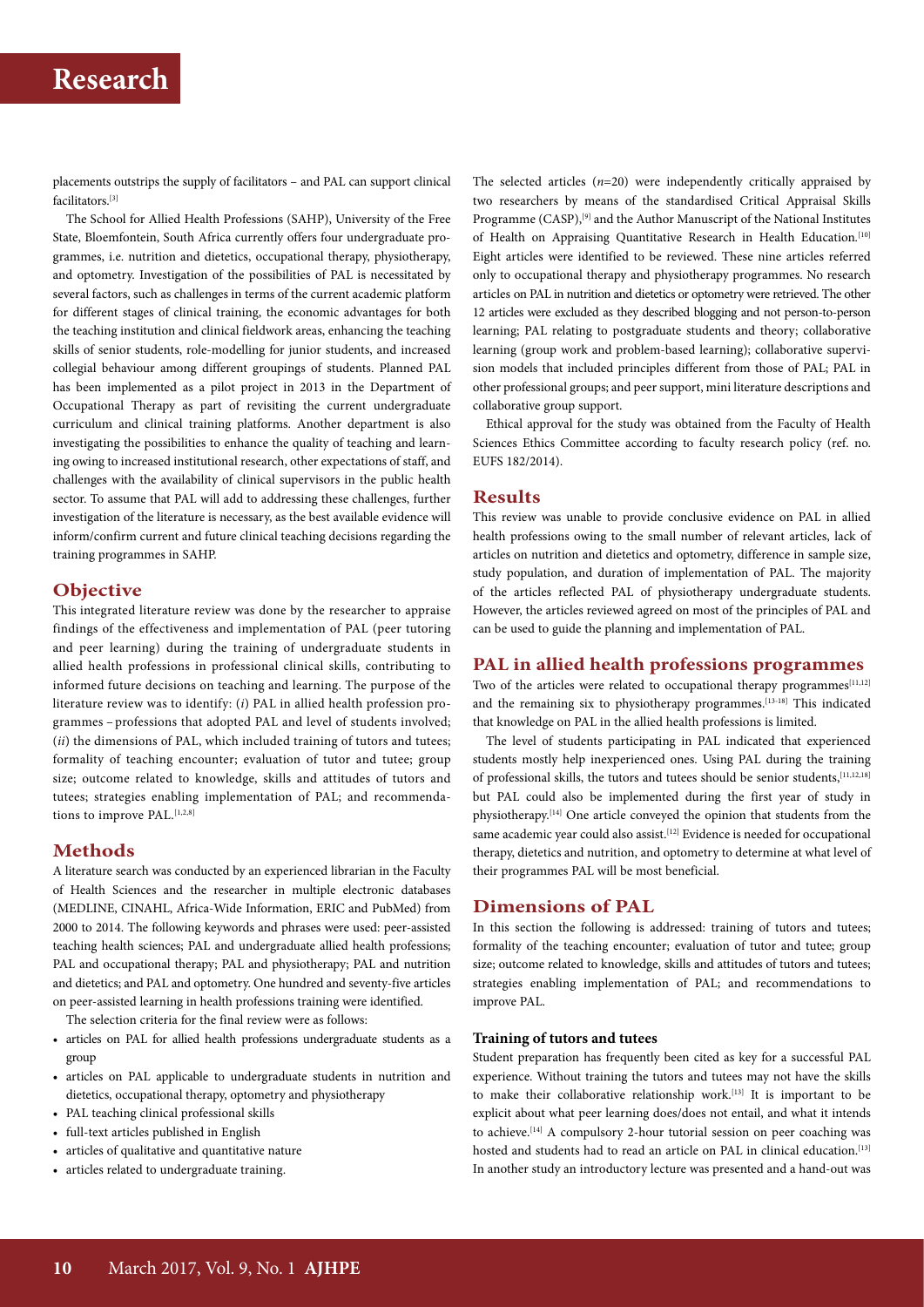placements outstrips the supply of facilitators – and PAL can support clinical facilitators.[3]

The School for Allied Health Professions (SAHP), University of the Free State, Bloemfontein, South Africa currently offers four undergraduate programmes, i.e. nutrition and dietetics, occupational therapy, physiotherapy, and optometry. Investigation of the possibilities of PAL is necessitated by several factors, such as challenges in terms of the current academic platform for different stages of clinical training, the economic advantages for both the teaching institution and clinical fieldwork areas, enhancing the teaching skills of senior students, role-modelling for junior students, and increased collegial behaviour among different groupings of students. Planned PAL has been implemented as a pilot project in 2013 in the Department of Occupational Therapy as part of revisiting the current undergraduate curriculum and clinical training platforms. Another department is also investigating the possibilities to enhance the quality of teaching and learning owing to increased institutional research, other expectations of staff, and challenges with the availability of clinical supervisors in the public health sector. To assume that PAL will add to addressing these challenges, further investigation of the literature is necessary, as the best available evidence will inform/confirm current and future clinical teaching decisions regarding the training programmes in SAHP.

## Objective

This integrated literature review was done by the researcher to appraise findings of the effectiveness and implementation of PAL (peer tutoring and peer learning) during the training of undergraduate students in allied health professions in professional clinical skills, contributing to informed future decisions on teaching and learning. The purpose of the literature review was to identify: (*i*) PAL in allied health profession programmes – professions that adopted PAL and level of students involved; (*ii*) the dimensions of PAL, which included training of tutors and tutees; formality of teaching encounter; evaluation of tutor and tutee; group size; outcome related to knowledge, skills and attitudes of tutors and tutees; strategies enabling implementation of PAL; and recommendations to improve PAL.[1,2,8]

## Methods

A literature search was conducted by an experienced librarian in the Faculty of Health Sciences and the researcher in multiple electronic databases (MEDLINE, CINAHL, Africa-Wide Information, ERIC and PubMed) from 2000 to 2014. The following keywords and phrases were used: peer-assisted teaching health sciences; PAL and undergraduate allied health professions; PAL and occupational therapy; PAL and physiotherapy; PAL and nutrition and dietetics; and PAL and optometry. One hundred and seventy-five articles on peer-assisted learning in health professions training were identified.

The selection criteria for the final review were as follows:

- articles on PAL for allied health professions undergraduate students as a group
- articles on PAL applicable to undergraduate students in nutrition and dietetics, occupational therapy, optometry and physiotherapy
- PAL teaching clinical professional skills
- full-text articles published in English
- articles of qualitative and quantitative nature
- articles related to undergraduate training.

The selected articles ($n$=20) were independently critically appraised by two researchers by means of the standardised Critical Appraisal Skills Programme (CASP),[9] and the Author Manuscript of the National Institutes of Health on Appraising Quantitative Research in Health Education.[10] Eight articles were identified to be reviewed. These nine articles referred only to occupational therapy and physiotherapy programmes. No research articles on PAL in nutrition and dietetics or optometry were retrieved. The other 12 articles were excluded as they described blogging and not person-to-person learning; PAL relating to postgraduate students and theory; collaborative learning (group work and problem-based learning); collaborative supervision models that included principles different from those of PAL; PAL in other professional groups; and peer support, mini literature descriptions and collaborative group support.

Ethical approval for the study was obtained from the Faculty of Health Sciences Ethics Committee according to faculty research policy (ref. no. EUFS 182/2014).

## Results

This review was unable to provide conclusive evidence on PAL in allied health professions owing to the small number of relevant articles, lack of articles on nutrition and dietetics and optometry, difference in sample size, study population, and duration of implementation of PAL. The majority of the articles reflected PAL of physiotherapy undergraduate students. However, the articles reviewed agreed on most of the principles of PAL and can be used to guide the planning and implementation of PAL.

## PAL in allied health professions programmes

Two of the articles were related to occupational therapy programmes[11,12] and the remaining six to physiotherapy programmes.[13-18] This indicated that knowledge on PAL in the allied health professions is limited.

The level of students participating in PAL indicated that experienced students mostly help inexperienced ones. Using PAL during the training of professional skills, the tutors and tutees should be senior students,[11,12,18] but PAL could also be implemented during the first year of study in physiotherapy.[14] One article conveyed the opinion that students from the same academic year could also assist.[12] Evidence is needed for occupational therapy, dietetics and nutrition, and optometry to determine at what level of their programmes PAL will be most beneficial.

## Dimensions of PAL

In this section the following is addressed: training of tutors and tutees; formality of the teaching encounter; evaluation of tutor and tutee; group size; outcome related to knowledge, skills and attitudes of tutors and tutees; strategies enabling implementation of PAL; and recommendations to improve PAL.

### Training of tutors and tutees

Student preparation has frequently been cited as key for a successful PAL experience. Without training the tutors and tutees may not have the skills to make their collaborative relationship work.[13] It is important to be explicit about what peer learning does/does not entail, and what it intends to achieve.[14] A compulsory 2-hour tutorial session on peer coaching was hosted and students had to read an article on PAL in clinical education.[13] In another study an introductory lecture was presented and a hand-out was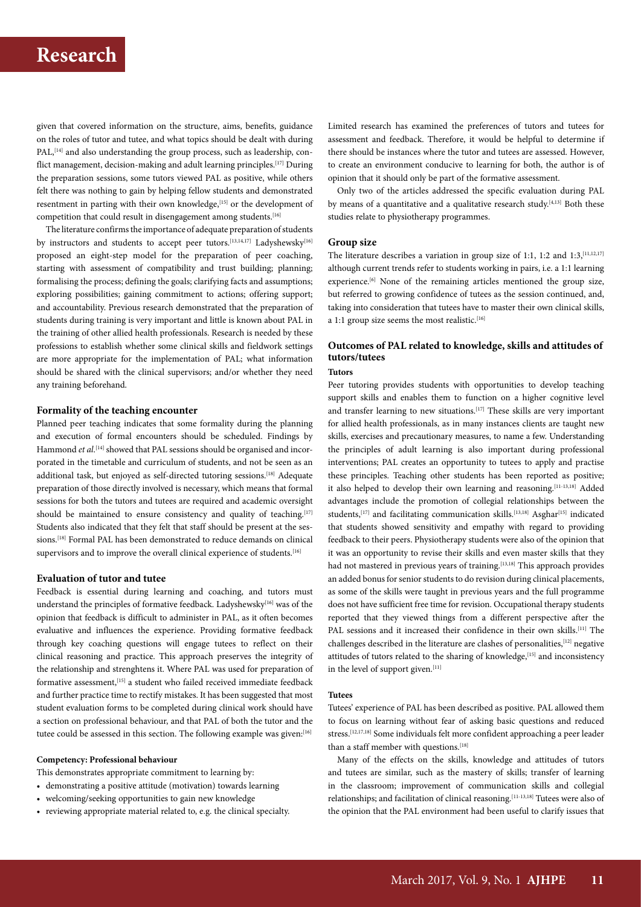given that covered information on the structure, aims, benefits, guidance on the roles of tutor and tutee, and what topics should be dealt with during PAL,[14] and also understanding the group process, such as leadership, conflict management, decision-making and adult learning principles.[17] During the preparation sessions, some tutors viewed PAL as positive, while others felt there was nothing to gain by helping fellow students and demonstrated resentment in parting with their own knowledge,[15] or the development of competition that could result in disengagement among students.[16]

The literature confirms the importance of adequate preparation of students by instructors and students to accept peer tutors.[13,14,17] Ladyshewsky[16] proposed an eight-step model for the preparation of peer coaching, starting with assessment of compatibility and trust building; planning; formalising the process; defining the goals; clarifying facts and assumptions; exploring possibilities; gaining commitment to actions; offering support; and accountability. Previous research demonstrated that the preparation of students during training is very important and little is known about PAL in the training of other allied health professionals. Research is needed by these professions to establish whether some clinical skills and fieldwork settings are more appropriate for the implementation of PAL; what information should be shared with the clinical supervisors; and/or whether they need any training beforehand.

### Formality of the teaching encounter

Planned peer teaching indicates that some formality during the planning and execution of formal encounters should be scheduled. Findings by Hammond *et al.*[14] showed that PAL sessions should be organised and incorporated in the timetable and curriculum of students, and not be seen as an additional task, but enjoyed as self-directed tutoring sessions.[18] Adequate preparation of those directly involved is necessary, which means that formal sessions for both the tutors and tutees are required and academic oversight should be maintained to ensure consistency and quality of teaching.[17] Students also indicated that they felt that staff should be present at the sessions.[18] Formal PAL has been demonstrated to reduce demands on clinical supervisors and to improve the overall clinical experience of students.[16]

### Evaluation of tutor and tutee

Feedback is essential during learning and coaching, and tutors must understand the principles of formative feedback. Ladyshewsky[16] was of the opinion that feedback is difficult to administer in PAL, as it often becomes evaluative and influences the experience. Providing formative feedback through key coaching questions will engage tutees to reflect on their clinical reasoning and practice. This approach preserves the integrity of the relationship and strenghtens it. Where PAL was used for preparation of formative assessment,[15] a student who failed received immediate feedback and further practice time to rectify mistakes. It has been suggested that most student evaluation forms to be completed during clinical work should have a section on professional behaviour, and that PAL of both the tutor and the tutee could be assessed in this section. The following example was given:[16]

**Competency: Professional behaviour**

This demonstrates appropriate commitment to learning by:

- demonstrating a positive attitude (motivation) towards learning
- welcoming/seeking opportunities to gain new knowledge
- reviewing appropriate material related to, e.g. the clinical specialty.

Limited research has examined the preferences of tutors and tutees for assessment and feedback. Therefore, it would be helpful to determine if there should be instances where the tutor and tutees are assessed. However, to create an environment conducive to learning for both, the author is of opinion that it should only be part of the formative assessment.

Only two of the articles addressed the specific evaluation during PAL by means of a quantitative and a qualitative research study.[4,13] Both these studies relate to physiotherapy programmes.

### Group size

The literature describes a variation in group size of 1:1, 1:2 and 1:3,[11,12,17] although current trends refer to students working in pairs, i.e. a 1:1 learning experience.[6] None of the remaining articles mentioned the group size, but referred to growing confidence of tutees as the session continued, and, taking into consideration that tutees have to master their own clinical skills, a 1:1 group size seems the most realistic.[16]

### Outcomes of PAL related to knowledge, skills and attitudes of tutors/tutees

#### Tutors

Peer tutoring provides students with opportunities to develop teaching support skills and enables them to function on a higher cognitive level and transfer learning to new situations.[17] These skills are very important for allied health professionals, as in many instances clients are taught new skills, exercises and precautionary measures, to name a few. Understanding the principles of adult learning is also important during professional interventions; PAL creates an opportunity to tutees to apply and practise these principles. Teaching other students has been reported as positive; it also helped to develop their own learning and reasoning.[11-13,18] Added advantages include the promotion of collegial relationships between the students,[17] and facilitating communication skills.[13,18] Asghar[15] indicated that students showed sensitivity and empathy with regard to providing feedback to their peers. Physiotherapy students were also of the opinion that it was an opportunity to revise their skills and even master skills that they had not mastered in previous years of training.[13,18] This approach provides an added bonus for senior students to do revision during clinical placements, as some of the skills were taught in previous years and the full programme does not have sufficient free time for revision. Occupational therapy students reported that they viewed things from a different perspective after the PAL sessions and it increased their confidence in their own skills.[11] The challenges described in the literature are clashes of personalities,[12] negative attitudes of tutors related to the sharing of knowledge,[15] and inconsistency in the level of support given.[11]

#### Tutees

Tutees' experience of PAL has been described as positive. PAL allowed them to focus on learning without fear of asking basic questions and reduced stress.[12,17,18] Some individuals felt more confident approaching a peer leader than a staff member with questions.[18]

Many of the effects on the skills, knowledge and attitudes of tutors and tutees are similar, such as the mastery of skills; transfer of learning in the classroom; improvement of communication skills and collegial relationships; and facilitation of clinical reasoning.[11-13,18] Tutees were also of the opinion that the PAL environment had been useful to clarify issues that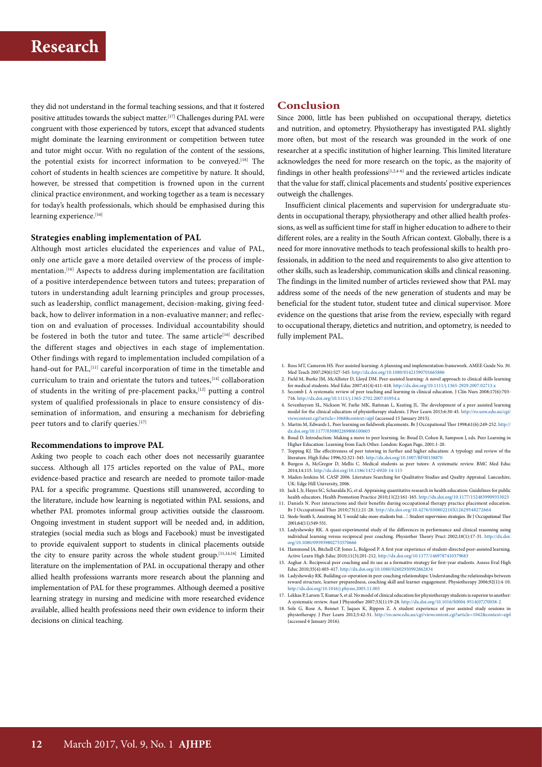they did not understand in the formal teaching sessions, and that it fostered positive attitudes towards the subject matter.[17] Challenges during PAL were congruent with those experienced by tutors, except that advanced students might dominate the learning environment or competition between tutee and tutor might occur. With no regulation of the content of the sessions, the potential exists for incorrect information to be conveyed.[18] The cohort of students in health sciences are competitive by nature. It should, however, be stressed that competition is frowned upon in the current clinical practice environment, and working together as a team is necessary for today's health professionals, which should be emphasised during this learning experience.[16]

### Strategies enabling implementation of PAL

Although most articles elucidated the experiences and value of PAL, only one article gave a more detailed overview of the process of implementation.[16] Aspects to address during implementation are facilitation of a positive interdependence between tutors and tutees; preparation of tutors in understanding adult learning principles and group processes, such as leadership, conflict management, decision-making, giving feedback, how to deliver information in a non-evaluative manner; and reflection on and evaluation of processes. Individual accountability should be fostered in both the tutor and tutee. The same article[16] described the different stages and objectives in each stage of implementation. Other findings with regard to implementation included compilation of a hand-out for PAL,[11] careful incorporation of time in the timetable and curriculum to train and orientate the tutors and tutees,[14] collaboration of students in the writing of pre-placement packs,[12] putting a control system of qualified professionals in place to ensure consistency of dissemination of information, and ensuring a mechanism for debriefing peer tutors and to clarify queries.[17]

### Recommendations to improve PAL

Asking two people to coach each other does not necessarily guarantee success. Although all 175 articles reported on the value of PAL, more evidence-based practice and research are needed to promote tailor-made PAL for a specific programme. Questions still unanswered, according to the literature, include how learning is negotiated within PAL sessions, and whether PAL promotes informal group activities outside the classroom. Ongoing investment in student support will be needed and, in addition, strategies (social media such as blogs and Facebook) must be investigated to provide equivalent support to students in clinical placements outside the city to ensure parity across the whole student group.[11,14,16] Limited literature on the implementation of PAL in occupational therapy and other allied health professions warrants more research about the planning and implementation of PAL for these programmes. Although deemed a positive learning strategy in nursing and medicine with more researched evidence available, allied health professions need their own evidence to inform their decisions on clinical teaching.

## Conclusion

Since 2000, little has been published on occupational therapy, dietetics and nutrition, and optometry. Physiotherapy has investigated PAL slightly more often, but most of the research was grounded in the work of one researcher at a specific institution of higher learning. This limited literature acknowledges the need for more research on the topic, as the majority of findings in other health professions[1,2,4-6] and the reviewed articles indicate that the value for staff, clinical placements and students' positive experiences outweigh the challenges.

Insufficient clinical placements and supervision for undergraduate students in occupational therapy, physiotherapy and other allied health professions, as well as sufficient time for staff in higher education to adhere to their different roles, are a reality in the South African context. Globally, there is a need for more innovative methods to teach professional skills to health professionals, in addition to the need and requirements to also give attention to other skills, such as leadership, communication skills and clinical reasoning. The findings in the limited number of articles reviewed show that PAL may address some of the needs of the new generation of students and may be beneficial for the student tutor, student tutee and clinical supervisor. More evidence on the questions that arise from the review, especially with regard to occupational therapy, dietetics and nutrition, and optometry, is needed to fully implement PAL.

1. Ross MT, Cameron HS. Peer assisted learning: A planning and implementation framework. AMEE Guide No. 30. Med Teach 2007;29(6):527-545. http://dx.doi.org/10.1080/01421590701665886
2. Field M, Burke JM, McAllister D, Lloyd DM. Peer-assisted learning: A novel approach to clinical skills learning for medical students. Med Educ 2007;41(4):411-418. http://dx.doi.org/10.1111/j.1365-2929.2007.02713.x
3. Secomb J. A systematic review of peer teaching and learning in clinical education. J Clin Nurs 2008;17(6):703-716. http://dx.doi.org/10.1111/j.1365-2702.2007.01954.x
4. Sevenhuysen SL, Nickson W, Farlie MK, Raitman L, Keating JL. The development of a peer assisted learning model for the clinical education of physiotherapy students. J Peer Learn 2013;6:30-45. http://ro.uow.edu.au/cgi/viewcontent.cgi?article=1068&context=ajpl (accessed 15 January 2015).
5. Martin M, Edwards L. Peer learning on fieldwork placements. Br J Occupational Ther 1998;61(6):249-252. http://dx.doi.org/10.1177/030802269806100603
6. Boud D. Introduction: Making a move to peer learning. In: Boud D, Cohen R, Sampson J, eds. Peer Learning in Higher Education: Learning from Each Other. London: Kogan Page, 2001:1-20.
7. Topping KJ. The effectiveness of peer tutoring in further and higher education: A typology and review of the literature. High Educ 1996;32:321-345. http://dx.doi.org/10.1007/BF00138870
8. Burgess A, McGregor D, Mellis C. Medical students as peer tutors: A systematic review. BMC Med Educ 2014;14:115. http://dx.doi.org/10.1186/1472-6920-14-115
9. Maden-Jenkins M. CASP 2006. Literature Searching for Qualitative Studies and Quality Appraisal. Lancashire, UK: Edge Hill University, 2006.
10. Jack L Jr, Hayes SC, Scharalda JG, et al. Appraising quantitative research in health education: Guidelines for public health educators. Health Promotion Practice 2010;11(2):161-165. http://dx.doi.org/10.1177/1524839909353023
11. Daniels N. Peer interactions and their benefits during occupational therapy practice placement education. Br J Occupational Ther 2010;73(1):21-28. http://dx.doi.org/10.4276/030802210X12629548272664
12. Steele-Smith S, Amstrong M. 'I would take more students but…': Student supervision strategies. Br J Occupational Ther 2001;64(11):549-551.
13. Ladyshewsky RK. A quasi-experimental study of the differences in performance and clinical reasoning using individual learning versus reciprocal peer coaching. Physiother Theory Pract 2002;18(1):17-31. http://dx.doi.org/10.1080/095939802753570666
14. Hammond JA, Bitchell CP, Jones L, Bidgood P. A first year experience of student-directed peer-assisted learning. Active Learn High Educ 2010;11(3):201-212. http://dx.doi.org/10.1177/1469787410379683
15. Asghar A. Reciprocal peer coaching and its use as a formative strategy for first-year students. Assess Eval High Educ 2010;35(4):403-417. http://dx.doi.org/10.1080/02602930902862834
16. Ladyshewsky RK. Building co-operation in peer coaching relationships: Understanding the relationships between reward structure, learner preparedness, coaching skill and learner engagement. Physiotherapy 2006;92(1):4-10. http://dx.doi.org/10.1016/j.physio.2005.11.005
17. Lekkas P, Larsen T, Kumar S, et al. No model of clinical education for physiotherapy students is superior to another: A systematic review. Aust J Physiother 2007;53(1):19-28. http://dx.doi.org/10.1016/S0004-9514(07)70058-2
18. Sole G, Rose A, Bennet T, Jaques K, Rippon Z. A student experience of peer assisted study sessions in physiotherapy. J Peer Learn 2012;5:42-51. http://ro.uow.edu.au/cgi/viewcontent.cgi?article=1042&context=ajpl (accessed 6 January 2016).